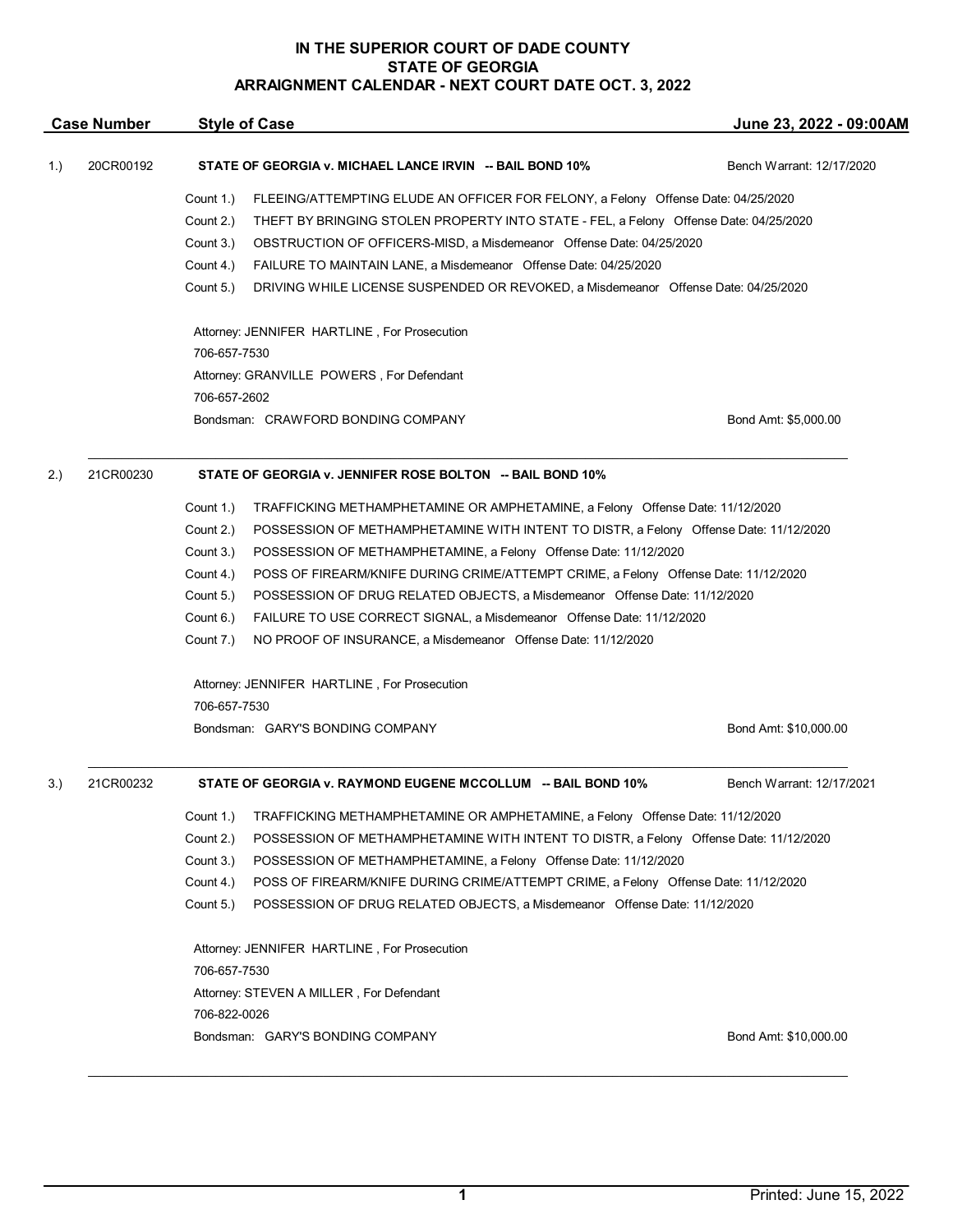# IN THE SUPERIOR COURT OF DADE COUNTY
## STATE OF GEORGIA
## ARRAIGNMENT CALENDAR - NEXT COURT DATE OCT. 3, 2022

| Case Number | Style of Case | June 23, 2022 - 09:00AM |
|---|---|---|

**1.) 20CR00192** — **STATE OF GEORGIA v. MICHAEL LANCE IRVIN -- BAIL BOND 10%** — Bench Warrant: 12/17/2020

- Count 1.) FLEEING/ATTEMPTING ELUDE AN OFFICER FOR FELONY, a Felony Offense Date: 04/25/2020
- Count 2.) THEFT BY BRINGING STOLEN PROPERTY INTO STATE - FEL, a Felony Offense Date: 04/25/2020
- Count 3.) OBSTRUCTION OF OFFICERS-MISD, a Misdemeanor Offense Date: 04/25/2020
- Count 4.) FAILURE TO MAINTAIN LANE, a Misdemeanor Offense Date: 04/25/2020
- Count 5.) DRIVING WHILE LICENSE SUSPENDED OR REVOKED, a Misdemeanor Offense Date: 04/25/2020

Attorney: JENNIFER HARTLINE , For Prosecution
706-657-7530
Attorney: GRANVILLE POWERS , For Defendant
706-657-2602
Bondsman: CRAWFORD BONDING COMPANY — Bond Amt: $5,000.00

---

**2.) 21CR00230** — **STATE OF GEORGIA v. JENNIFER ROSE BOLTON -- BAIL BOND 10%**

- Count 1.) TRAFFICKING METHAMPHETAMINE OR AMPHETAMINE, a Felony Offense Date: 11/12/2020
- Count 2.) POSSESSION OF METHAMPHETAMINE WITH INTENT TO DISTR, a Felony Offense Date: 11/12/2020
- Count 3.) POSSESSION OF METHAMPHETAMINE, a Felony Offense Date: 11/12/2020
- Count 4.) POSS OF FIREARM/KNIFE DURING CRIME/ATTEMPT CRIME, a Felony Offense Date: 11/12/2020
- Count 5.) POSSESSION OF DRUG RELATED OBJECTS, a Misdemeanor Offense Date: 11/12/2020
- Count 6.) FAILURE TO USE CORRECT SIGNAL, a Misdemeanor Offense Date: 11/12/2020
- Count 7.) NO PROOF OF INSURANCE, a Misdemeanor Offense Date: 11/12/2020

Attorney: JENNIFER HARTLINE , For Prosecution
706-657-7530
Bondsman: GARY'S BONDING COMPANY — Bond Amt: $10,000.00

---

**3.) 21CR00232** — **STATE OF GEORGIA v. RAYMOND EUGENE MCCOLLUM -- BAIL BOND 10%** — Bench Warrant: 12/17/2021

- Count 1.) TRAFFICKING METHAMPHETAMINE OR AMPHETAMINE, a Felony Offense Date: 11/12/2020
- Count 2.) POSSESSION OF METHAMPHETAMINE WITH INTENT TO DISTR, a Felony Offense Date: 11/12/2020
- Count 3.) POSSESSION OF METHAMPHETAMINE, a Felony Offense Date: 11/12/2020
- Count 4.) POSS OF FIREARM/KNIFE DURING CRIME/ATTEMPT CRIME, a Felony Offense Date: 11/12/2020
- Count 5.) POSSESSION OF DRUG RELATED OBJECTS, a Misdemeanor Offense Date: 11/12/2020

Attorney: JENNIFER HARTLINE , For Prosecution
706-657-7530
Attorney: STEVEN A MILLER , For Defendant
706-822-0026
Bondsman: GARY'S BONDING COMPANY — Bond Amt: $10,000.00

---

Printed: June 15, 2022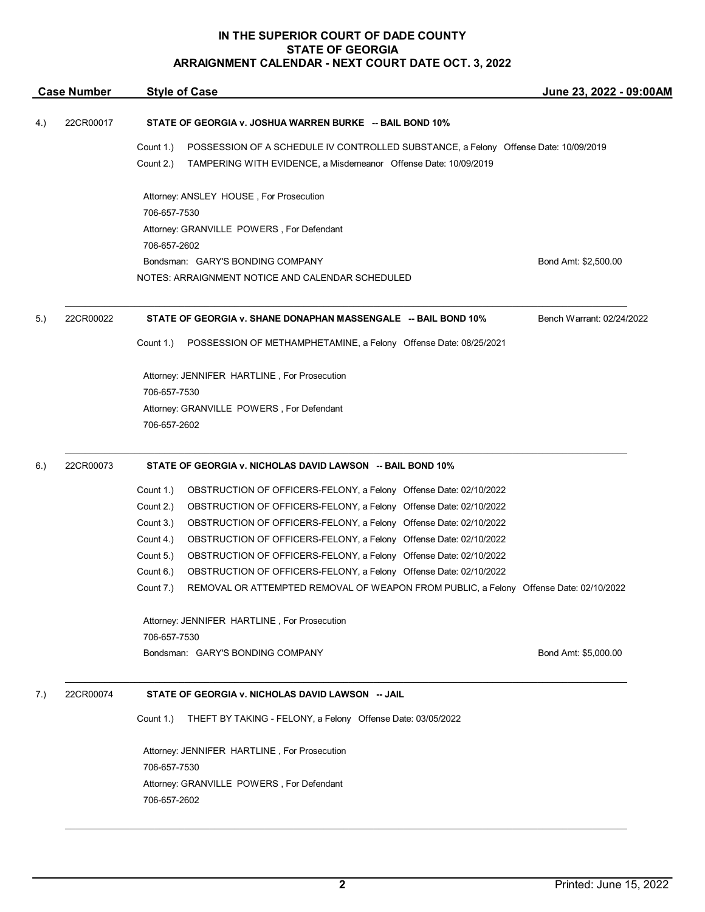**IN THE SUPERIOR COURT OF DADE COUNTY**
**STATE OF GEORGIA**
**ARRAIGNMENT CALENDAR - NEXT COURT DATE OCT. 3, 2022**

| Case Number | Style of Case | June 23, 2022 - 09:00AM |
|---|---|---|

4.) 22CR00017 **STATE OF GEORGIA v. JOSHUA WARREN BURKE -- BAIL BOND 10%**

Count 1.) POSSESSION OF A SCHEDULE IV CONTROLLED SUBSTANCE, a Felony Offense Date: 10/09/2019
Count 2.) TAMPERING WITH EVIDENCE, a Misdemeanor Offense Date: 10/09/2019

Attorney: ANSLEY HOUSE , For Prosecution
706-657-7530
Attorney: GRANVILLE POWERS , For Defendant
706-657-2602
Bondsman: GARY'S BONDING COMPANY — Bond Amt: $2,500.00
NOTES: ARRAIGNMENT NOTICE AND CALENDAR SCHEDULED

---

5.) 22CR00022 **STATE OF GEORGIA v. SHANE DONAPHAN MASSENGALE -- BAIL BOND 10%** — Bench Warrant: 02/24/2022

Count 1.) POSSESSION OF METHAMPHETAMINE, a Felony Offense Date: 08/25/2021

Attorney: JENNIFER HARTLINE , For Prosecution
706-657-7530
Attorney: GRANVILLE POWERS , For Defendant
706-657-2602

---

6.) 22CR00073 **STATE OF GEORGIA v. NICHOLAS DAVID LAWSON -- BAIL BOND 10%**

Count 1.) OBSTRUCTION OF OFFICERS-FELONY, a Felony Offense Date: 02/10/2022
Count 2.) OBSTRUCTION OF OFFICERS-FELONY, a Felony Offense Date: 02/10/2022
Count 3.) OBSTRUCTION OF OFFICERS-FELONY, a Felony Offense Date: 02/10/2022
Count 4.) OBSTRUCTION OF OFFICERS-FELONY, a Felony Offense Date: 02/10/2022
Count 5.) OBSTRUCTION OF OFFICERS-FELONY, a Felony Offense Date: 02/10/2022
Count 6.) OBSTRUCTION OF OFFICERS-FELONY, a Felony Offense Date: 02/10/2022
Count 7.) REMOVAL OR ATTEMPTED REMOVAL OF WEAPON FROM PUBLIC, a Felony Offense Date: 02/10/2022

Attorney: JENNIFER HARTLINE , For Prosecution
706-657-7530
Bondsman: GARY'S BONDING COMPANY — Bond Amt: $5,000.00

---

7.) 22CR00074 **STATE OF GEORGIA v. NICHOLAS DAVID LAWSON -- JAIL**

Count 1.) THEFT BY TAKING - FELONY, a Felony Offense Date: 03/05/2022

Attorney: JENNIFER HARTLINE , For Prosecution
706-657-7530
Attorney: GRANVILLE POWERS , For Defendant
706-657-2602

---

Printed: June 15, 2022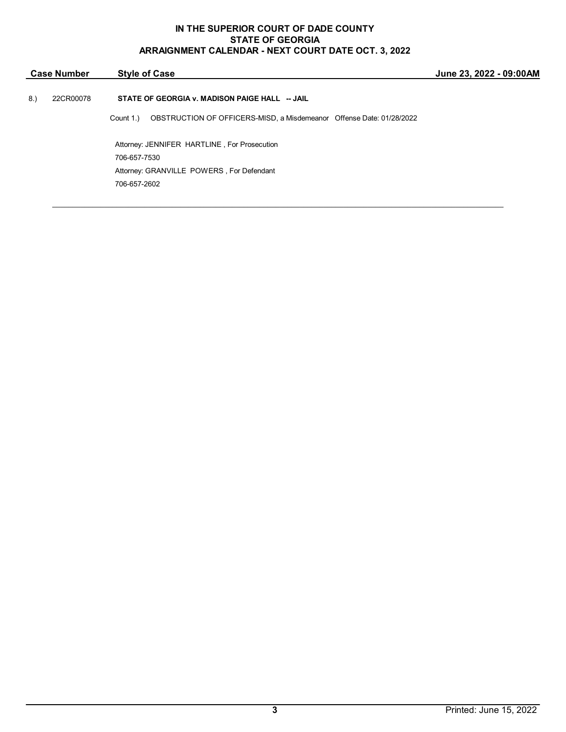**IN THE SUPERIOR COURT OF DADE COUNTY**
**STATE OF GEORGIA**
**ARRAIGNMENT CALENDAR - NEXT COURT DATE OCT. 3, 2022**

| Case Number | | Style of Case | June 23, 2022 - 09:00AM |
|---|---|---|---|
| 8.) | 22CR00078 | **STATE OF GEORGIA v. MADISON PAIGE HALL -- JAIL** | |

Count 1.) OBSTRUCTION OF OFFICERS-MISD, a Misdemeanor Offense Date: 01/28/2022

Attorney: JENNIFER HARTLINE , For Prosecution
706-657-7530
Attorney: GRANVILLE POWERS , For Defendant
706-657-2602

Printed: June 15, 2022